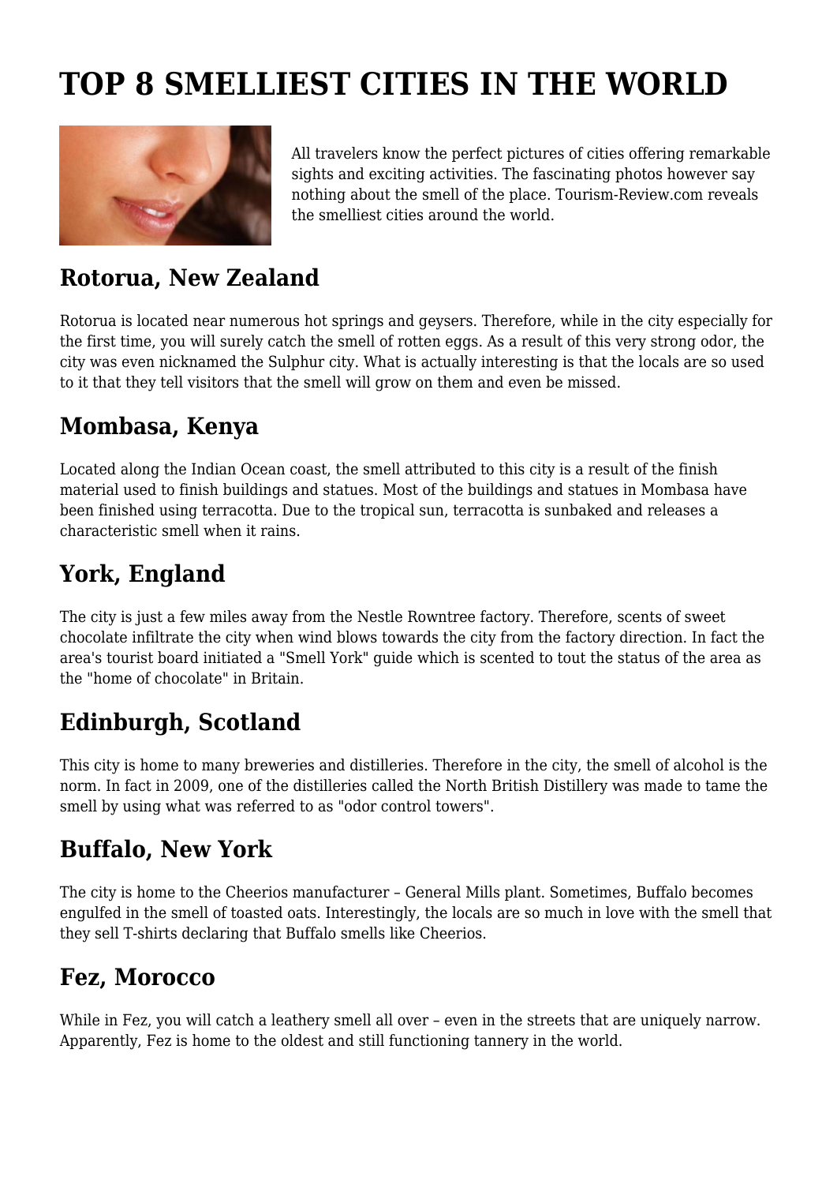# TOP 8 SMELLIEST CITIES IN THE WORLD

All travelers know the perfect pictures of cities offering remarkable sights and exciting activities. The fascinating photos however say nothing about the smell of the place. Tourism-Review.com reveals the smelliest cities around the world.

## Rotorua, New Zealand

Rotorua is located near numerous hot springs and geysers. Therefore, while in the city especially for the first time, you will surely catch the smell of rotten eggs. As a result of this very strong odor, the city was even nicknamed the Sulphur city. What is actually interesting is that the locals are so used to it that they tell visitors that the smell will grow on them and even be missed.

## Mombasa, Kenya

Located along the Indian Ocean coast, the smell attributed to this city is a result of the finish material used to finish buildings and statues. Most of the buildings and statues in Mombasa have been finished using terracotta. Due to the tropical sun, terracotta is sunbaked and releases a characteristic smell when it rains.

## York, England

The city is just a few miles away from the Nestle Rowntree factory. Therefore, scents of sweet chocolate infiltrate the city when wind blows towards the city from the factory direction. In fact the area's tourist board initiated a "Smell York" guide which is scented to tout the status of the area as the "home of chocolate" in Britain.

## Edinburgh, Scotland

This city is home to many breweries and distilleries. Therefore in the city, the smell of alcohol is the norm. In fact in 2009, one of the distilleries called the North British Distillery was made to tame the smell by using what was referred to as "odor control towers".

## Buffalo, New York

The city is home to the Cheerios manufacturer – General Mills plant. Sometimes, Buffalo becomes engulfed in the smell of toasted oats. Interestingly, the locals are so much in love with the smell that they sell T-shirts declaring that Buffalo smells like Cheerios.

## Fez, Morocco

While in Fez, you will catch a leathery smell all over – even in the streets that are uniquely narrow. Apparently, Fez is home to the oldest and still functioning tannery in the world.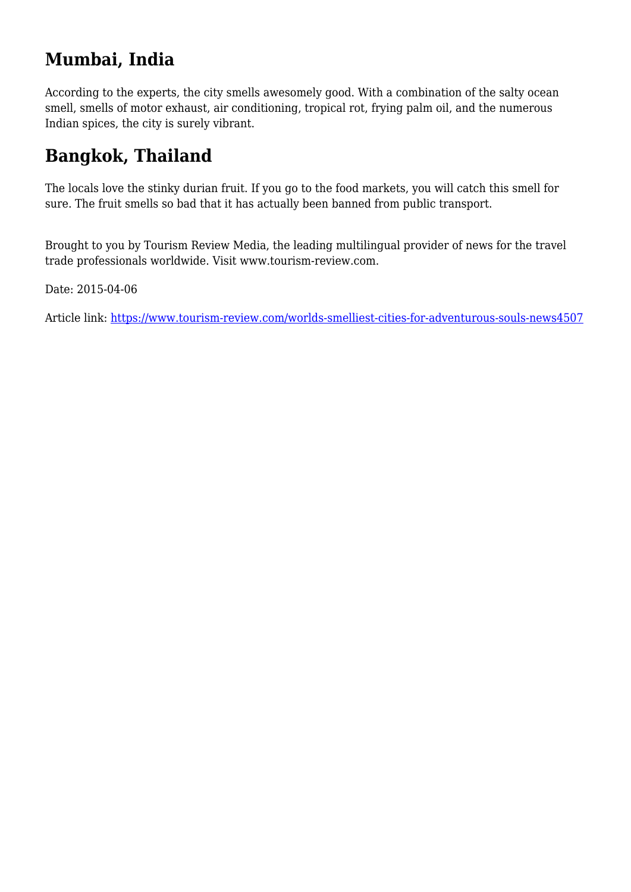## Mumbai, India

According to the experts, the city smells awesomely good. With a combination of the salty ocean smell, smells of motor exhaust, air conditioning, tropical rot, frying palm oil, and the numerous Indian spices, the city is surely vibrant.

## Bangkok, Thailand

The locals love the stinky durian fruit. If you go to the food markets, you will catch this smell for sure. The fruit smells so bad that it has actually been banned from public transport.

Brought to you by Tourism Review Media, the leading multilingual provider of news for the travel trade professionals worldwide. Visit www.tourism-review.com.

Date: 2015-04-06

Article link: [https://www.tourism-review.com/worlds-smelliest-cities-for-adventurous-souls-news4507](https://www.tourism-review.com/worlds-smelliest-cities-for-adventurous-souls-news4507)